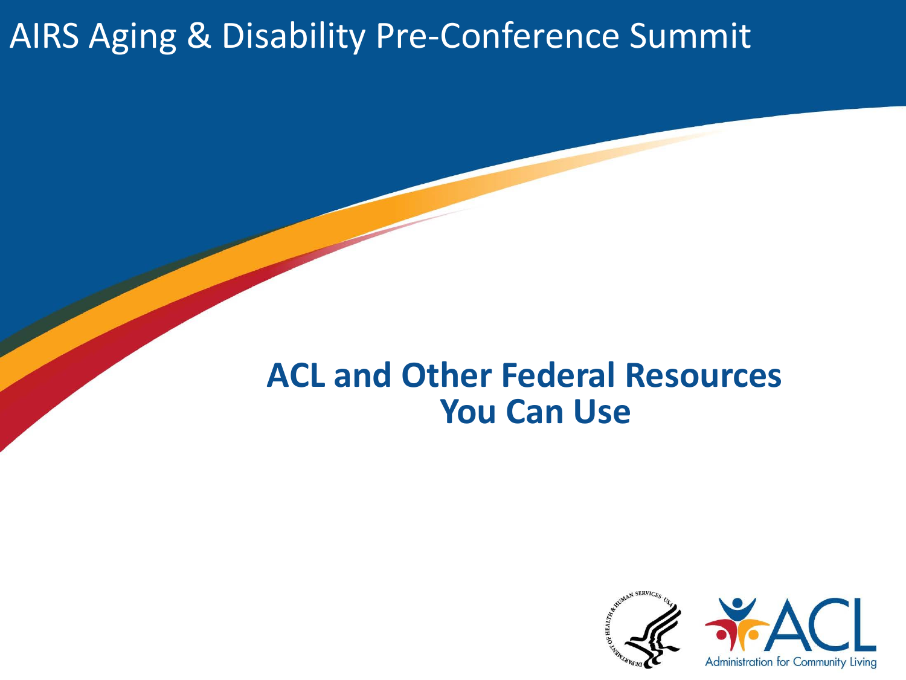# AIRS Aging & Disability Pre-Conference Summit

## ACL and Other Federal Resources You Can Use

Administration for Community Living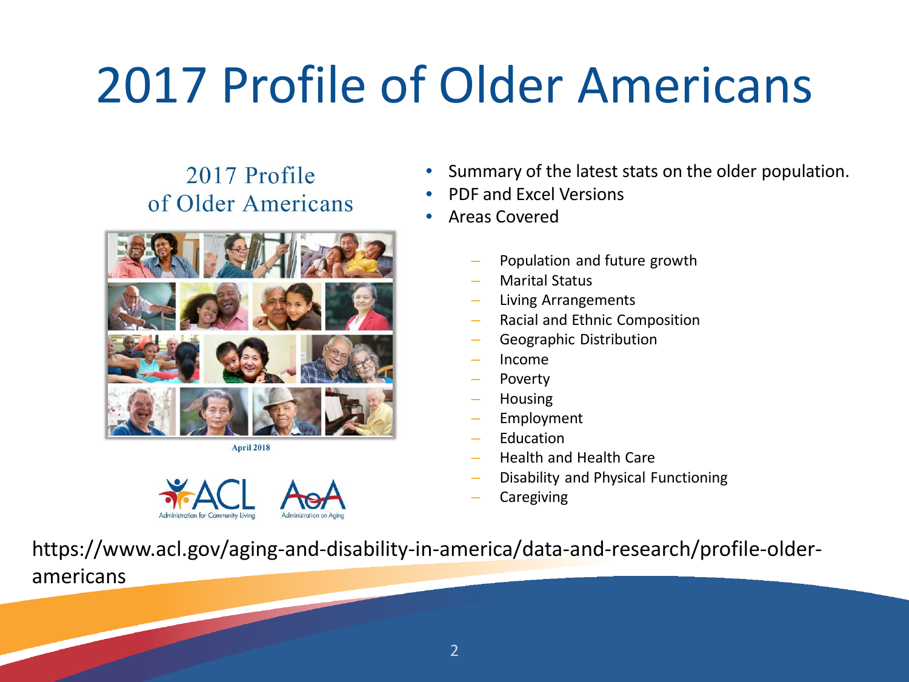# 2017 Profile of Older Americans

2017 Profile of Older Americans

April 2018

ACL Administration for Community Living

AoA Administration on Aging

- Summary of the latest stats on the older population.
- PDF and Excel Versions
- Areas Covered
  - Population and future growth
  - Marital Status
  - Living Arrangements
  - Racial and Ethnic Composition
  - Geographic Distribution
  - Income
  - Poverty
  - Housing
  - Employment
  - Education
  - Health and Health Care
  - Disability and Physical Functioning
  - Caregiving

https://www.acl.gov/aging-and-disability-in-america/data-and-research/profile-older-americans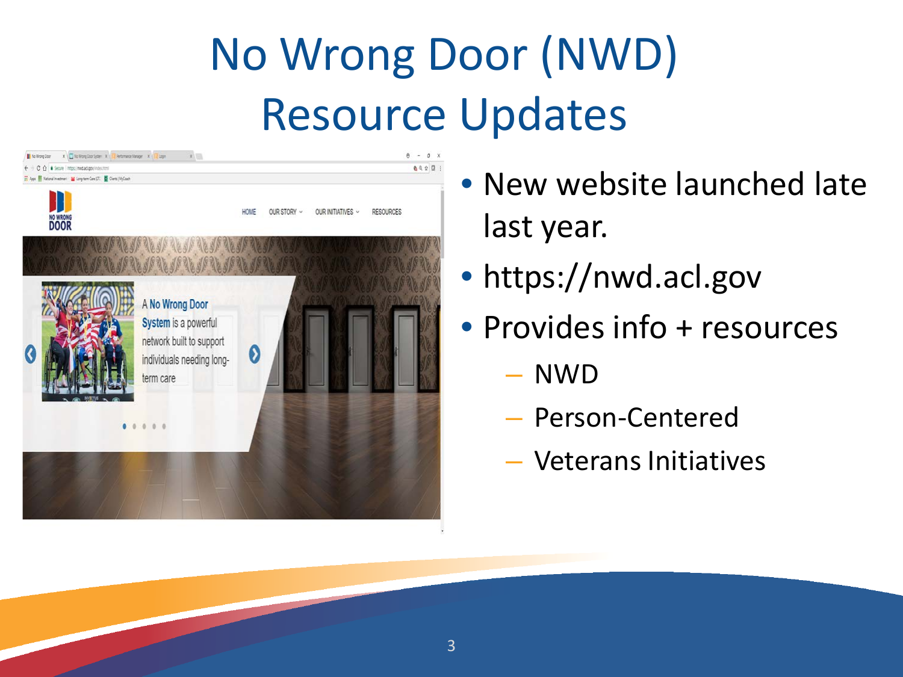# No Wrong Door (NWD) Resource Updates

- New website launched late last year.
- https://nwd.acl.gov
- Provides info + resources
  - NWD
  - Person-Centered
  - Veterans Initiatives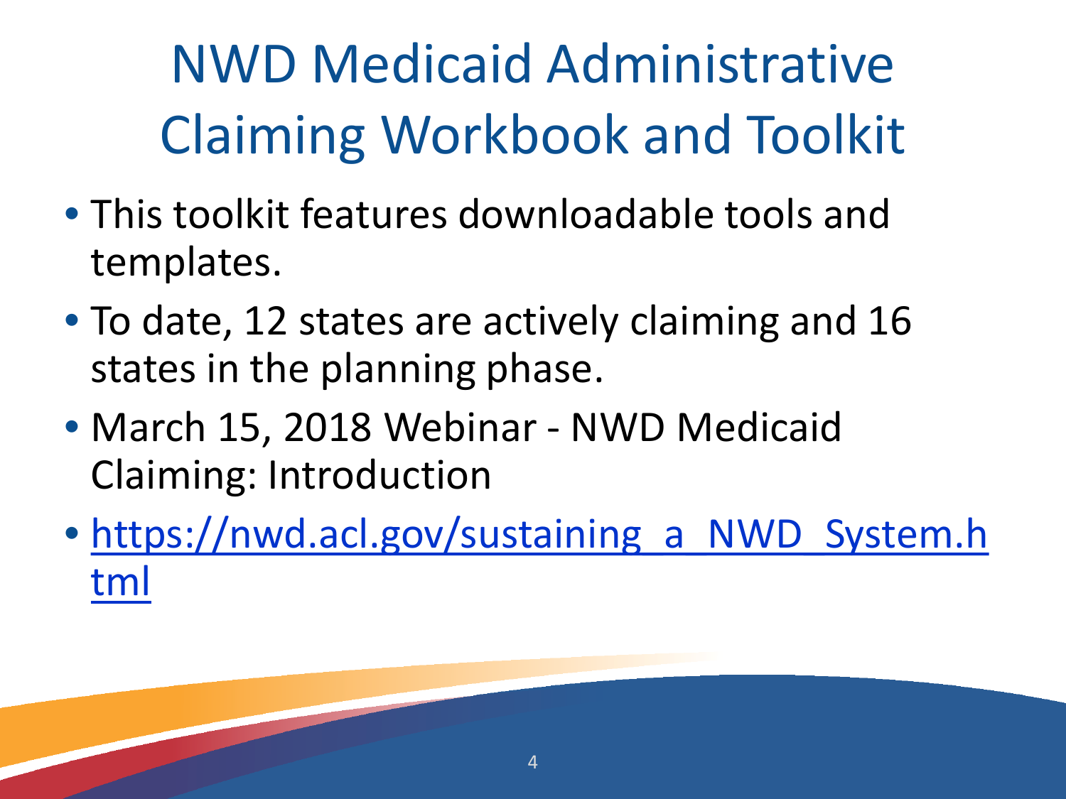# NWD Medicaid Administrative Claiming Workbook and Toolkit

- This toolkit features downloadable tools and templates.
- To date, 12 states are actively claiming and 16 states in the planning phase.
- March 15, 2018 Webinar - NWD Medicaid Claiming: Introduction
- https://nwd.acl.gov/sustaining_a_NWD_System.html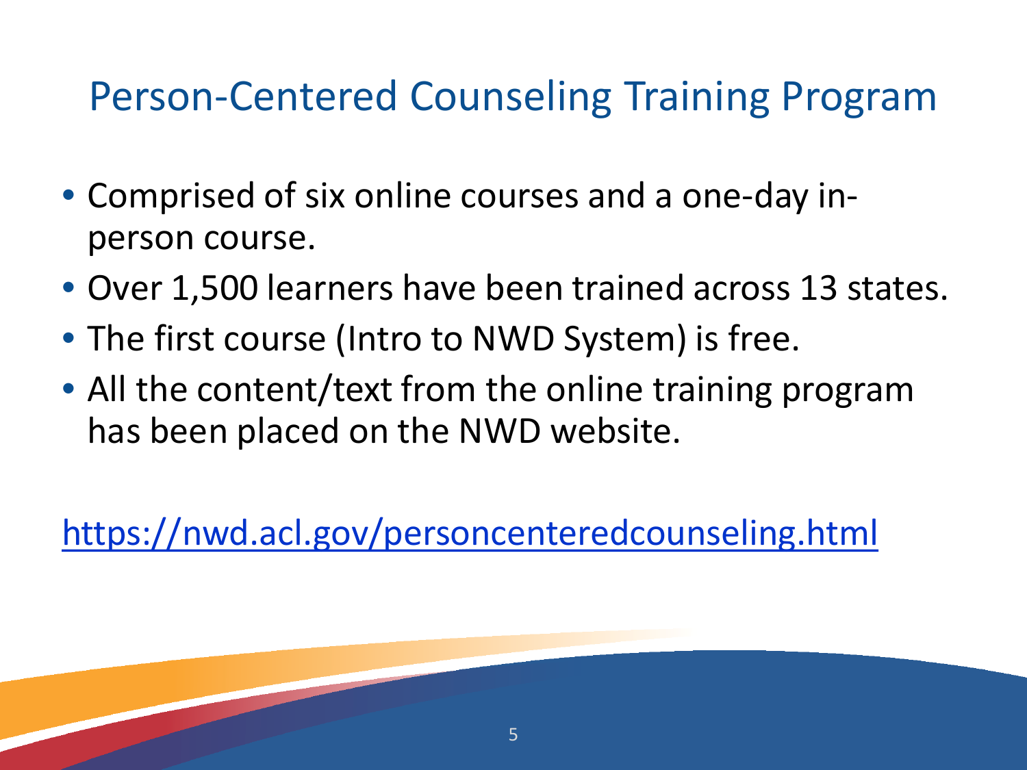# Person-Centered Counseling Training Program

- Comprised of six online courses and a one-day in-person course.
- Over 1,500 learners have been trained across 13 states.
- The first course (Intro to NWD System) is free.
- All the content/text from the online training program has been placed on the NWD website.

https://nwd.acl.gov/personcenteredcounseling.html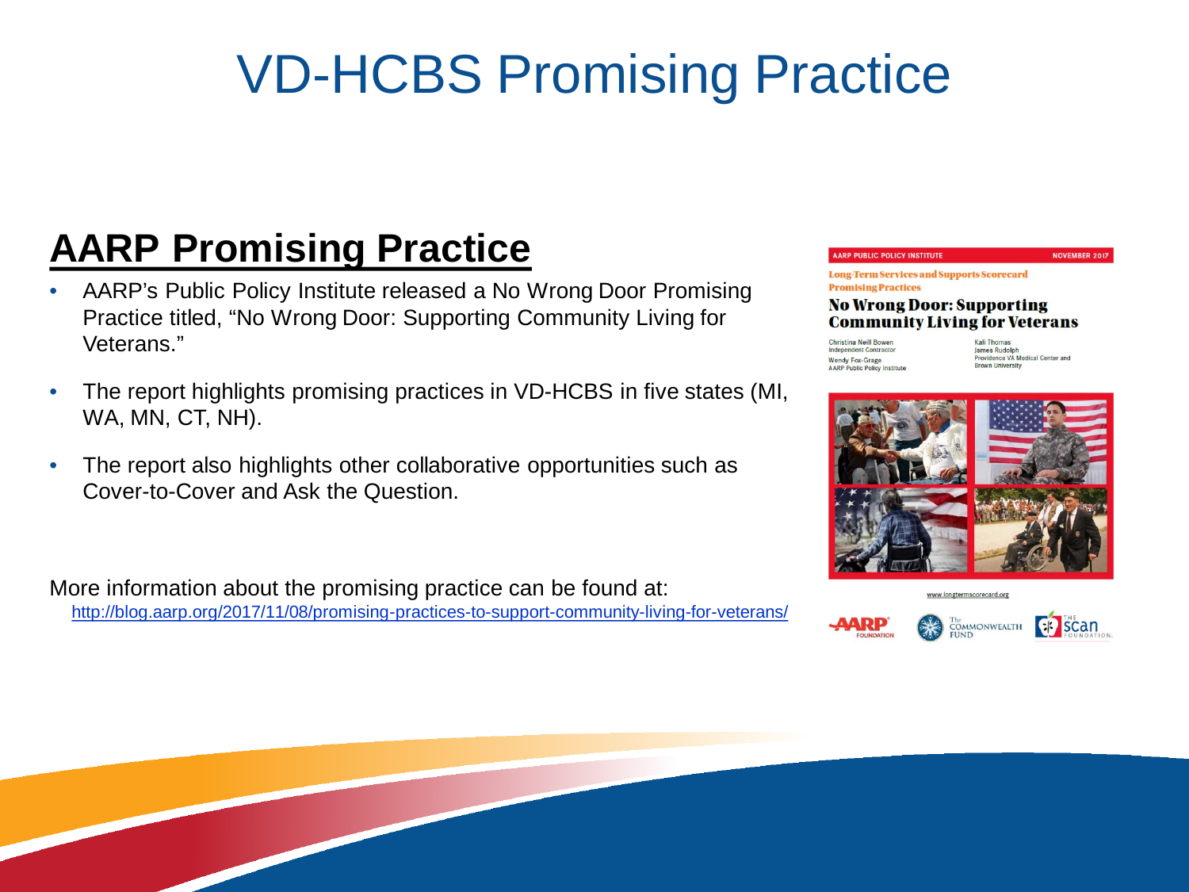# VD-HCBS Promising Practice

## AARP Promising Practice

- AARP's Public Policy Institute released a No Wrong Door Promising Practice titled, "No Wrong Door: Supporting Community Living for Veterans."
- The report highlights promising practices in VD-HCBS in five states (MI, WA, MN, CT, NH).
- The report also highlights other collaborative opportunities such as Cover-to-Cover and Ask the Question.

More information about the promising practice can be found at:
http://blog.aarp.org/2017/11/08/promising-practices-to-support-community-living-for-veterans/

AARP PUBLIC POLICY INSTITUTE NOVEMBER 2017

Long-Term Services and Supports Scorecard Promising Practices

**No Wrong Door: Supporting Community Living for Veterans**

Christina Neill Bowen
Independent Contractor
Wendy Fox-Grage
AARP Public Policy Institute

Kali Thomas
James Rudolph
Providence VA Medical Center and Brown University

www.longtermscorecard.org

AARP FOUNDATION The COMMONWEALTH FUND THE SCAN FOUNDATION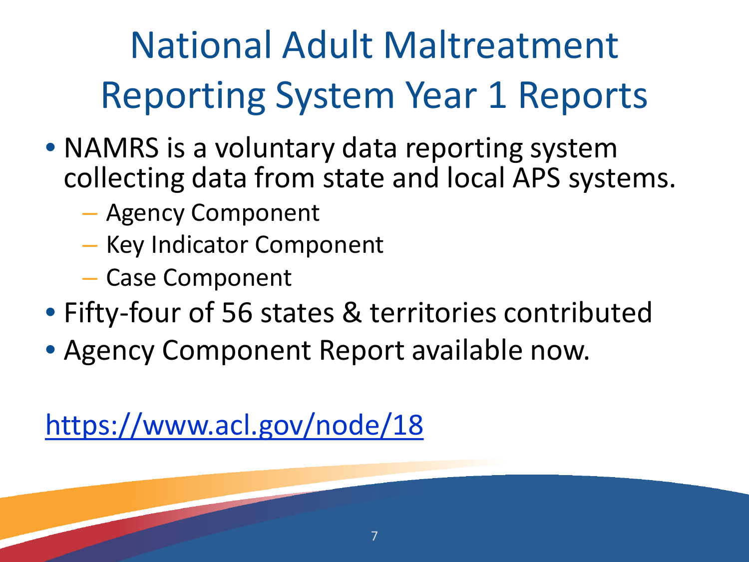# National Adult Maltreatment Reporting System Year 1 Reports

- NAMRS is a voluntary data reporting system collecting data from state and local APS systems.
  - Agency Component
  - Key Indicator Component
  - Case Component
- Fifty-four of 56 states & territories contributed
- Agency Component Report available now.

https://www.acl.gov/node/18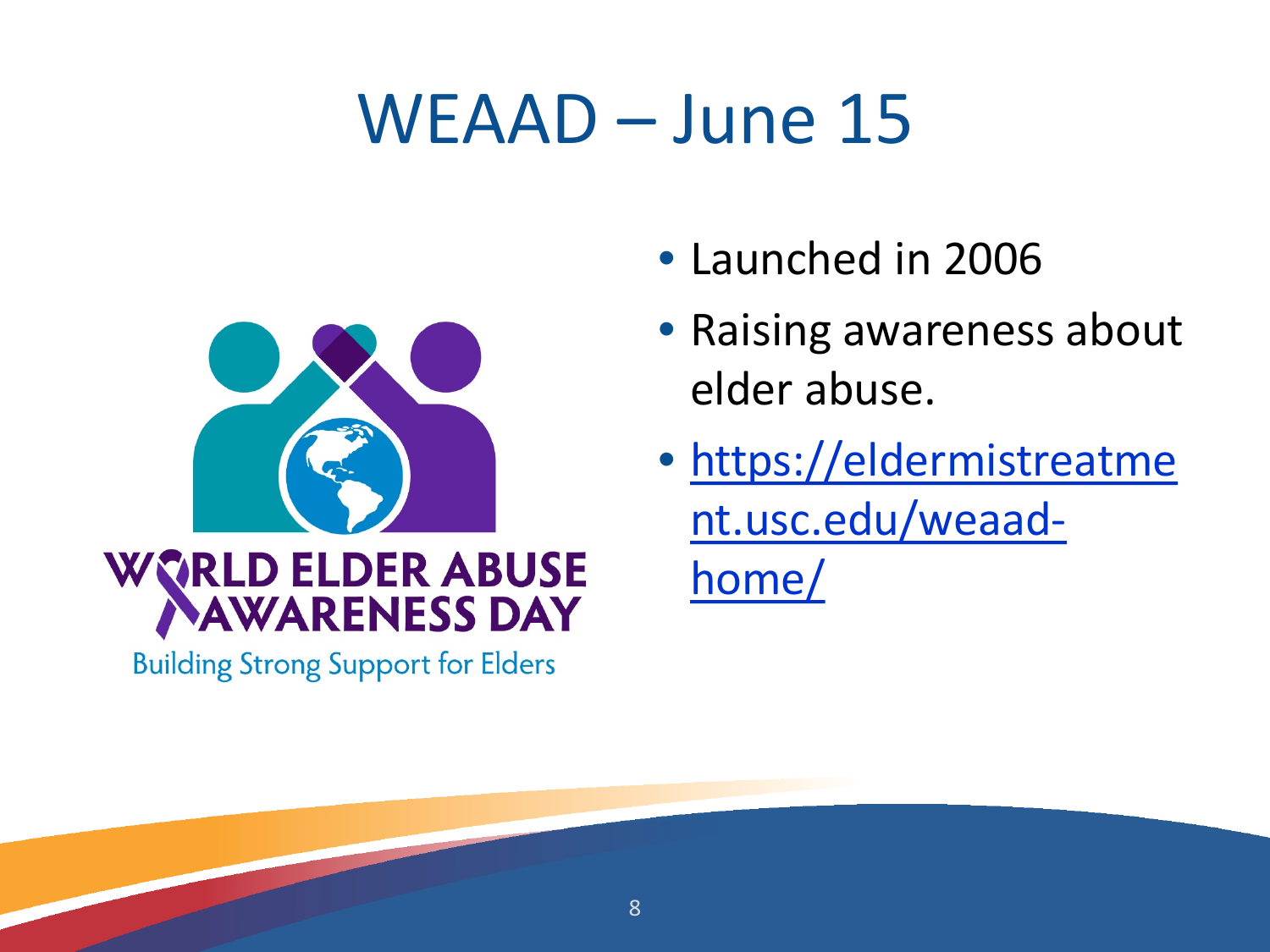# WEAAD – June 15

WORLD ELDER ABUSE AWARENESS DAY

Building Strong Support for Elders

- Launched in 2006
- Raising awareness about elder abuse.
- https://eldermistreatment.usc.edu/weaad-home/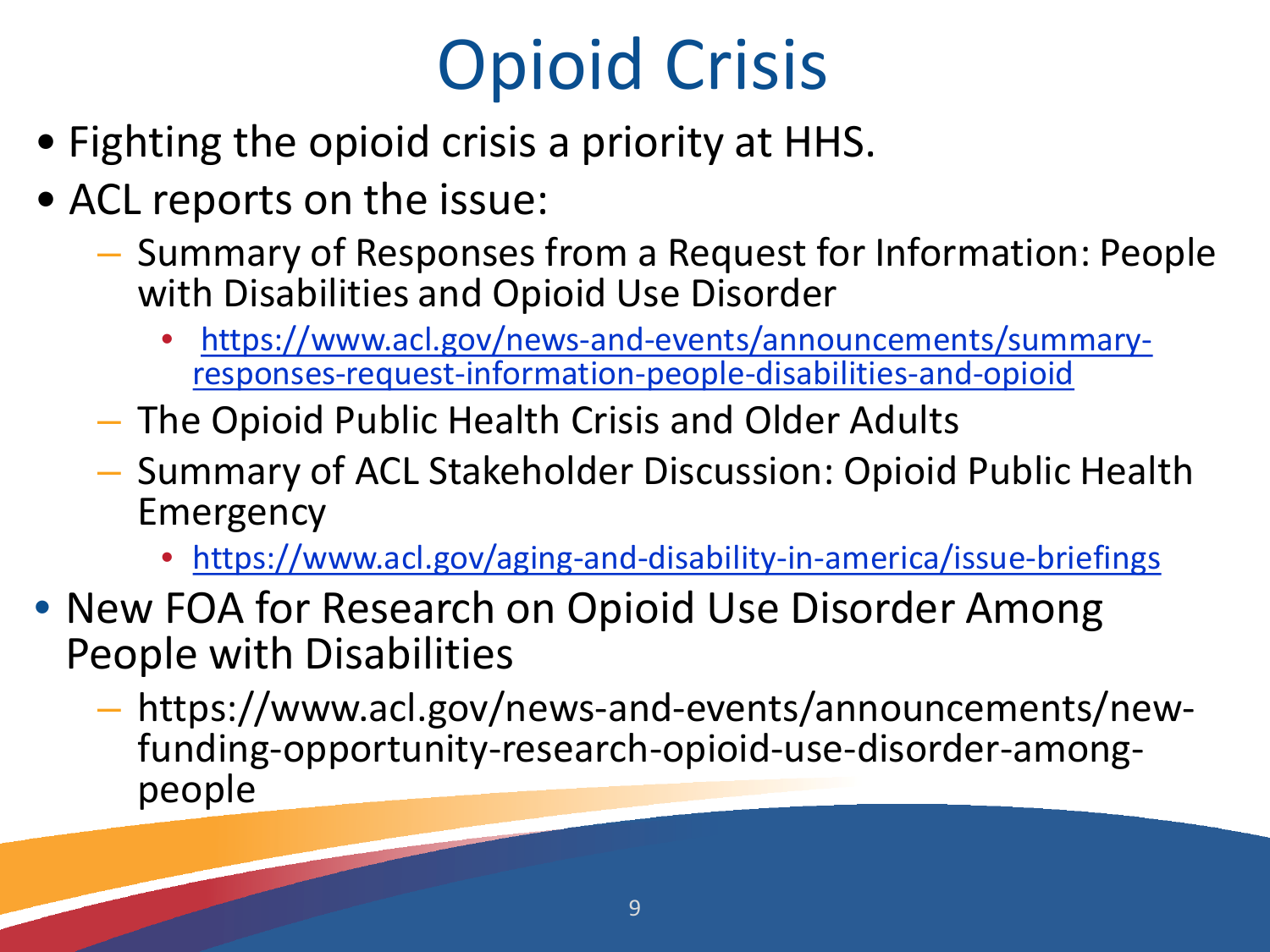# Opioid Crisis

- Fighting the opioid crisis a priority at HHS.
- ACL reports on the issue:
  - Summary of Responses from a Request for Information: People with Disabilities and Opioid Use Disorder
    - https://www.acl.gov/news-and-events/announcements/summary-responses-request-information-people-disabilities-and-opioid
  - The Opioid Public Health Crisis and Older Adults
  - Summary of ACL Stakeholder Discussion: Opioid Public Health Emergency
    - https://www.acl.gov/aging-and-disability-in-america/issue-briefings
- New FOA for Research on Opioid Use Disorder Among People with Disabilities
  - https://www.acl.gov/news-and-events/announcements/new-funding-opportunity-research-opioid-use-disorder-among-people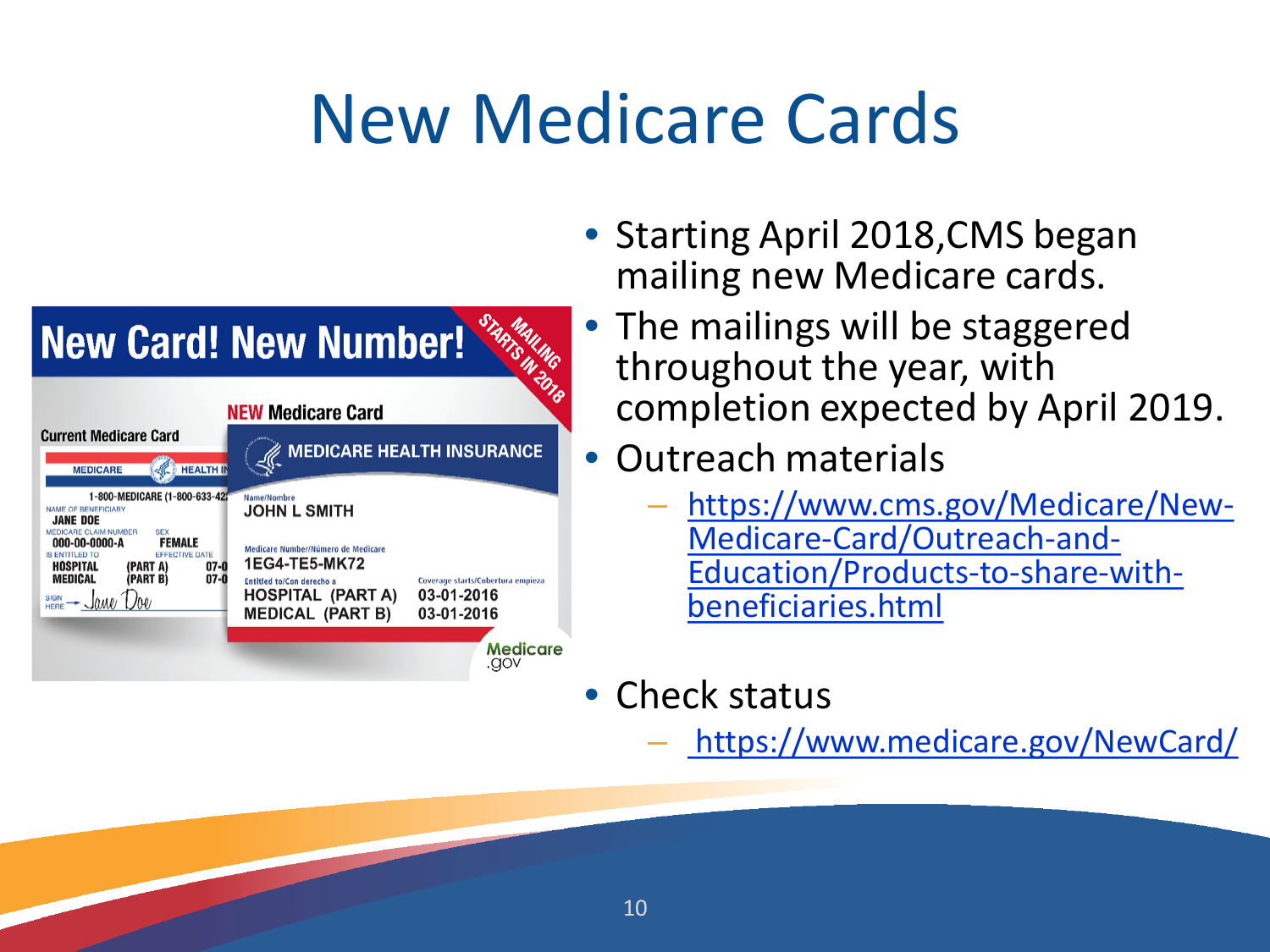# New Medicare Cards

- Starting April 2018,CMS began mailing new Medicare cards.
- The mailings will be staggered throughout the year, with completion expected by April 2019.
- Outreach materials
  - https://www.cms.gov/Medicare/New-Medicare-Card/Outreach-and-Education/Products-to-share-with-beneficiaries.html
- Check status
  - https://www.medicare.gov/NewCard/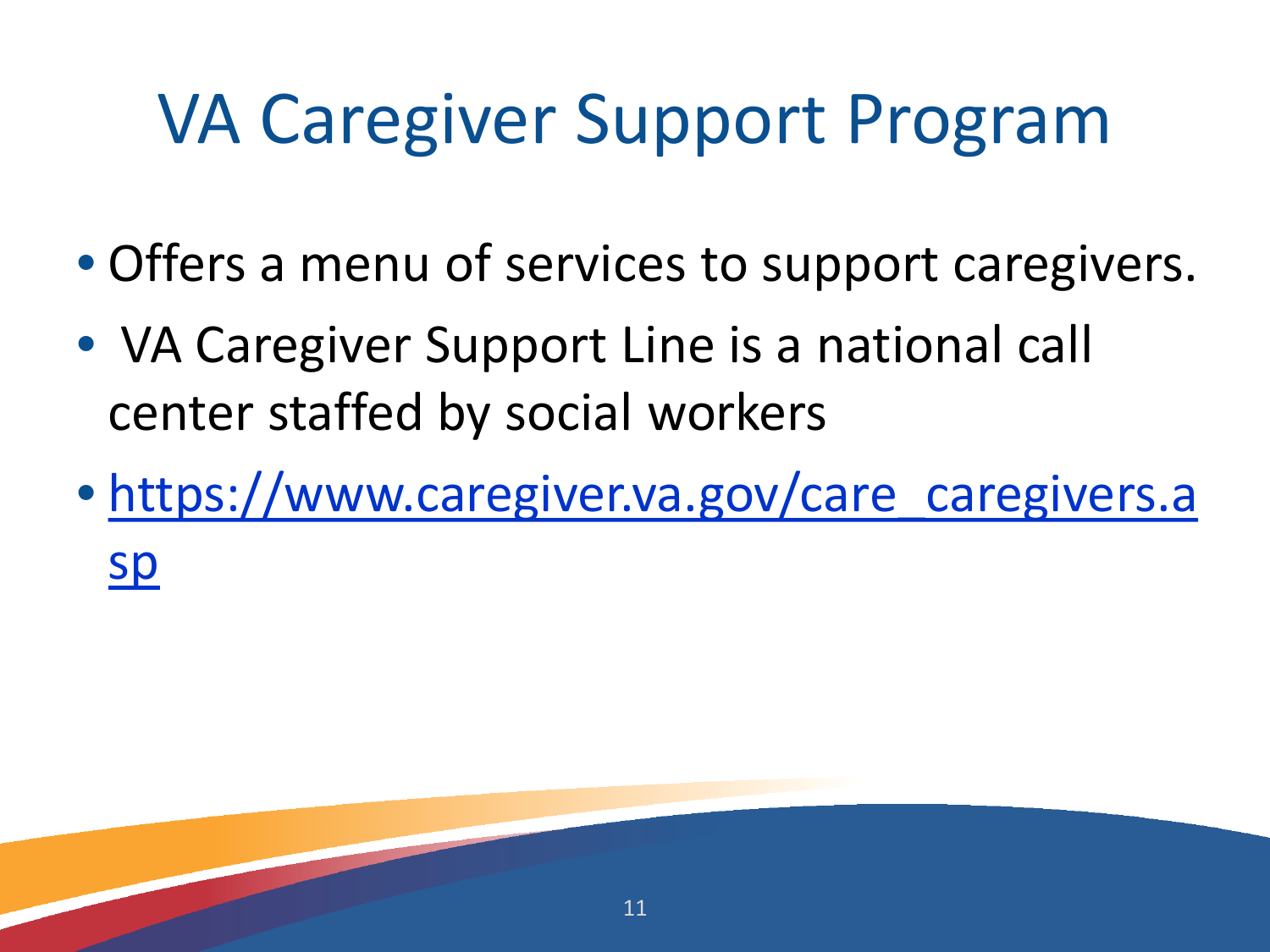# VA Caregiver Support Program

- Offers a menu of services to support caregivers.
- VA Caregiver Support Line is a national call center staffed by social workers
- https://www.caregiver.va.gov/care_caregivers.asp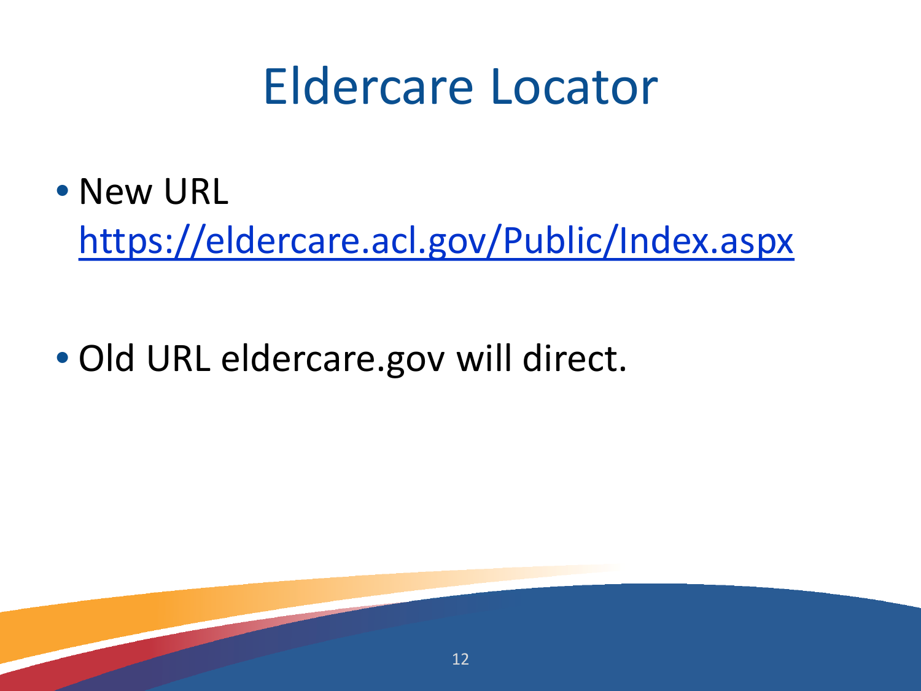# Eldercare Locator

- New URL https://eldercare.acl.gov/Public/Index.aspx

- Old URL eldercare.gov will direct.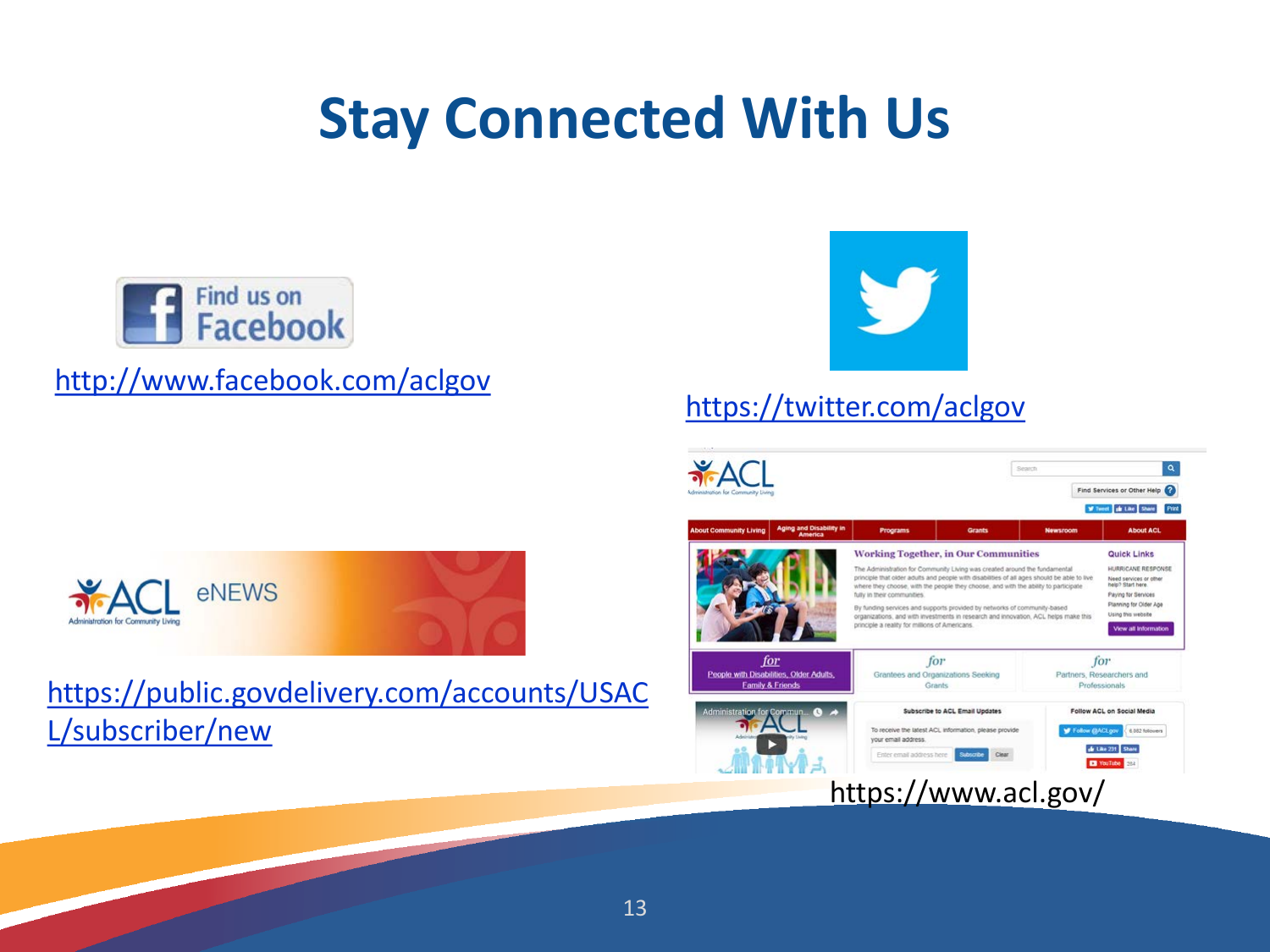# Stay Connected With Us

http://www.facebook.com/aclgov

https://twitter.com/aclgov

https://public.govdelivery.com/accounts/USACL/subscriber/new

https://www.acl.gov/